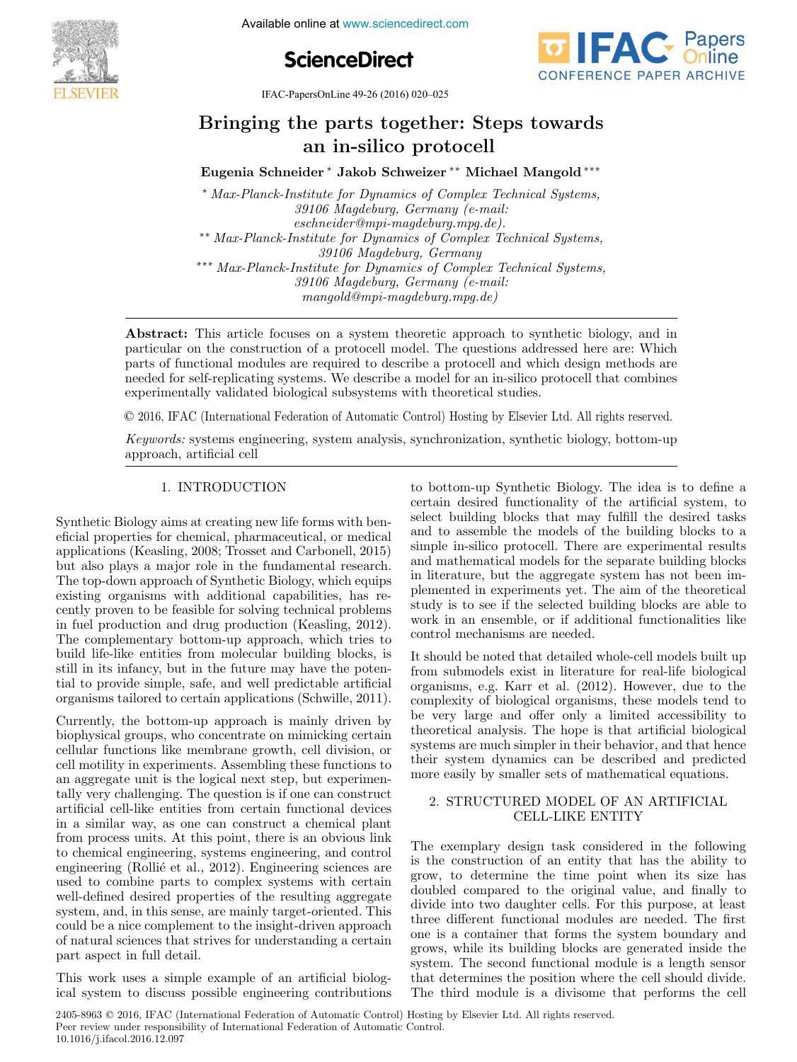# Bringing the parts together: Steps towards an in-silico protocell

**Eugenia Schneider** [*] **Jakob Schweizer** [**] **Michael Mangold** [***]

[*] *Max-Planck-Institute for Dynamics of Complex Technical Systems, 39106 Magdeburg, Germany (e-mail: eschneider@mpi-magdeburg.mpg.de).*

[**] *Max-Planck-Institute for Dynamics of Complex Technical Systems, 39106 Magdeburg, Germany*

[***] *Max-Planck-Institute for Dynamics of Complex Technical Systems, 39106 Magdeburg, Germany (e-mail: mangold@mpi-magdeburg.mpg.de)*

**Abstract:** This article focuses on a system theoretic approach to synthetic biology, and in particular on the construction of a protocell model. The questions addressed here are: Which parts of functional modules are required to describe a protocell and which design methods are needed for self-replicating systems. We describe a model for an in-silico protocell that combines experimentally validated biological subsystems with theoretical studies.

© 2016, IFAC (International Federation of Automatic Control) Hosting by Elsevier Ltd. All rights reserved.

*Keywords:* systems engineering, system analysis, synchronization, synthetic biology, bottom-up approach, artificial cell

## 1. INTRODUCTION

Synthetic Biology aims at creating new life forms with beneficial properties for chemical, pharmaceutical, or medical applications (Keasling, 2008; Trosset and Carbonell, 2015) but also plays a major role in the fundamental research. The top-down approach of Synthetic Biology, which equips existing organisms with additional capabilities, has recently proven to be feasible for solving technical problems in fuel production and drug production (Keasling, 2012). The complementary bottom-up approach, which tries to build life-like entities from molecular building blocks, is still in its infancy, but in the future may have the potential to provide simple, safe, and well predictable artificial organisms tailored to certain applications (Schwille, 2011).

Currently, the bottom-up approach is mainly driven by biophysical groups, who concentrate on mimicking certain cellular functions like membrane growth, cell division, or cell motility in experiments. Assembling these functions to an aggregate unit is the logical next step, but experimentally very challenging. The question is if one can construct artificial cell-like entities from certain functional devices in a similar way, as one can construct a chemical plant from process units. At this point, there is an obvious link to chemical engineering, systems engineering, and control engineering (Rollié et al., 2012). Engineering sciences are used to combine parts to complex systems with certain well-defined desired properties of the resulting aggregate system, and, in this sense, are mainly target-oriented. This could be a nice complement to the insight-driven approach of natural sciences that strives for understanding a certain part aspect in full detail.

This work uses a simple example of an artificial biological system to discuss possible engineering contributions to bottom-up Synthetic Biology. The idea is to define a certain desired functionality of the artificial system, to select building blocks that may fulfill the desired tasks and to assemble the models of the building blocks to a simple in-silico protocell. There are experimental results and mathematical models for the separate building blocks in literature, but the aggregate system has not been implemented in experiments yet. The aim of the theoretical study is to see if the selected building blocks are able to work in an ensemble, or if additional functionalities like control mechanisms are needed.

It should be noted that detailed whole-cell models built up from submodels exist in literature for real-life biological organisms, e.g. Karr et al. (2012). However, due to the complexity of biological organisms, these models tend to be very large and offer only a limited accessibility to theoretical analysis. The hope is that artificial biological systems are much simpler in their behavior, and that hence their system dynamics can be described and predicted more easily by smaller sets of mathematical equations.

## 2. STRUCTURED MODEL OF AN ARTIFICIAL CELL-LIKE ENTITY

The exemplary design task considered in the following is the construction of an entity that has the ability to grow, to determine the time point when its size has doubled compared to the original value, and finally to divide into two daughter cells. For this purpose, at least three different functional modules are needed. The first one is a container that forms the system boundary and grows, while its building blocks are generated inside the system. The second functional module is a length sensor that determines the position where the cell should divide. The third module is a divisome that performs the cell

2405-8963 © 2016, IFAC (International Federation of Automatic Control) Hosting by Elsevier Ltd. All rights reserved.
Peer review under responsibility of International Federation of Automatic Control.
10.1016/j.ifacol.2016.12.097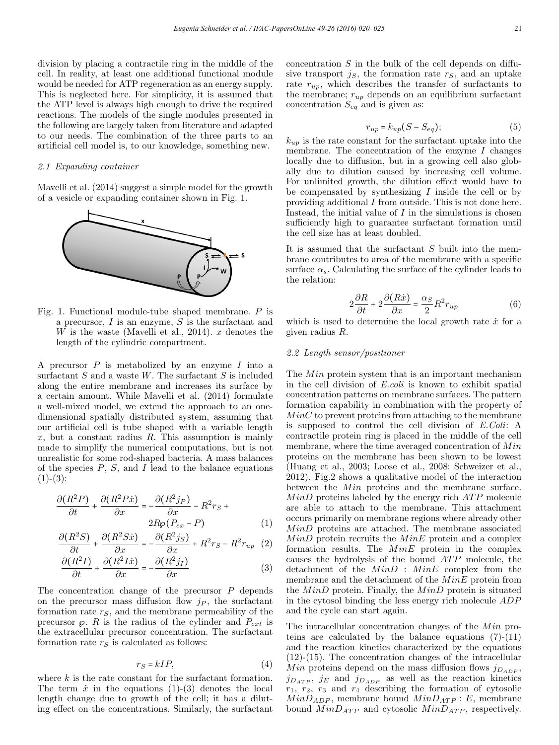division by placing a contractile ring in the middle of the cell. In reality, at least one additional functional module would be needed for ATP regeneration as an energy supply. This is neglected here. For simplicity, it is assumed that the ATP level is always high enough to drive the required reactions. The models of the single modules presented in the following are largely taken from literature and adapted to our needs. The combination of the three parts to an artificial cell model is, to our knowledge, something new.

### 2.1 Expanding container

Mavelli et al. (2014) suggest a simple model for the growth of a vesicle or expanding container shown in Fig. 1.

Fig. 1. Functional module-tube shaped membrane. $P$ is a precursor, $I$ is an enzyme, $S$ is the surfactant and $W$ is the waste (Mavelli et al., 2014). $x$ denotes the length of the cylindric compartment.

A precursor $P$ is metabolized by an enzyme $I$ into a surfactant $S$ and a waste $W$. The surfactant $S$ is included along the entire membrane and increases its surface by a certain amount. While Mavelli et al. (2014) formulate a well-mixed model, we extend the approach to an one-dimensional spatially distributed system, assuming that our artificial cell is tube shaped with a variable length $x$, but a constant radius $R$. This assumption is mainly made to simplify the numerical computations, but is not unrealistic for some rod-shaped bacteria. A mass balances of the species $P$, $S$, and $I$ lead to the balance equations (1)-(3):

$$\frac{\partial(R^2P)}{\partial t} + \frac{\partial(R^2P\dot{x})}{\partial x} = -\frac{\partial(R^2j_P)}{\partial x} - R^2r_S + 2R\wp(P_{ex} - P) \quad (1)$$

$$\frac{\partial(R^2S)}{\partial t} + \frac{\partial(R^2S\dot{x})}{\partial x} = -\frac{\partial(R^2j_S)}{\partial x} + R^2r_S - R^2r_{up} \quad (2)$$

$$\frac{\partial(R^2I)}{\partial t} + \frac{\partial(R^2I\dot{x})}{\partial x} = -\frac{\partial(R^2j_I)}{\partial x} \quad (3)$$

The concentration change of the precursor $P$ depends on the precursor mass diffusion flow $j_P$, the surfactant formation rate $r_S$, and the membrane permeability of the precursor $\wp$. $R$ is the radius of the cylinder and $P_{ext}$ is the extracellular precursor concentration. The surfactant formation rate $r_S$ is calculated as follows:

$$r_S = kIP, \quad (4)$$

where $k$ is the rate constant for the surfactant formation. The term $\dot{x}$ in the equations (1)-(3) denotes the local length change due to growth of the cell; it has a diluting effect on the concentrations. Similarly, the surfactant concentration $S$ in the bulk of the cell depends on diffusive transport $j_S$, the formation rate $r_S$, and an uptake rate $r_{up}$, which describes the transfer of surfactants to the membrane; $r_{up}$ depends on an equilibrium surfactant concentration $S_{eq}$ and is given as:

$$r_{up} = k_{up}(S - S_{eq}); \quad (5)$$

$k_{up}$ is the rate constant for the surfactant uptake into the membrane. The concentration of the enzyme $I$ changes locally due to diffusion, but in a growing cell also globally due to dilution caused by increasing cell volume. For unlimited growth, the dilution effect would have to be compensated by synthesizing $I$ inside the cell or by providing additional $I$ from outside. This is not done here. Instead, the initial value of $I$ in the simulations is chosen sufficiently high to guarantee surfactant formation until the cell size has at least doubled.

It is assumed that the surfactant $S$ built into the membrane contributes to area of the membrane with a specific surface $\alpha_s$. Calculating the surface of the cylinder leads to the relation:

$$2\frac{\partial R}{\partial t} + 2\frac{\partial(R\dot{x})}{\partial x} = \frac{\alpha_S}{2}R^2r_{up} \quad (6)$$

which is used to determine the local growth rate $\dot{x}$ for a given radius $R$.

### 2.2 Length sensor/positioner

The $Min$ protein system that is an important mechanism in the cell division of *E.coli* is known to exhibit spatial concentration patterns on membrane surfaces. The pattern formation capability in combination with the property of $MinC$ to prevent proteins from attaching to the membrane is supposed to control the cell division of *E.Coli*: A contractile protein ring is placed in the middle of the cell membrane, where the time averaged concentration of $Min$ proteins on the membrane has been shown to be lowest (Huang et al., 2003; Loose et al., 2008; Schweizer et al., 2012). Fig.2 shows a qualitative model of the interaction between the $Min$ proteins and the membrane surface. $MinD$ proteins labeled by the energy rich $ATP$ molecule are able to attach to the membrane. This attachment occurs primarily on membrane regions where already other $MinD$ proteins are attached. The membrane associated $MinD$ protein recruits the $MinE$ protein and a complex formation results. The $MinE$ protein in the complex causes the hydrolysis of the bound $ATP$ molecule, the detachment of the $MinD : MinE$ complex from the membrane and the detachment of the $MinE$ protein from the $MinD$ protein. Finally, the $MinD$ protein is situated in the cytosol binding the less energy rich molecule $ADP$ and the cycle can start again.

The intracellular concentration changes of the $Min$ proteins are calculated by the balance equations (7)-(11) and the reaction kinetics characterized by the equations (12)-(15). The concentration changes of the intracellular $Min$ proteins depend on the mass diffusion flows $j_{D_{ADP}}$, $j_{D_{ATP}}$, $j_E$ and $j_{D_{ADP}}$ as well as the reaction kinetics $r_1$, $r_2$, $r_3$ and $r_4$ describing the formation of cytosolic $MinD_{ADP}$, membrane bound $MinD_{ATP} : E$, membrane bound $MinD_{ATP}$ and cytosolic $MinD_{ATP}$, respectively.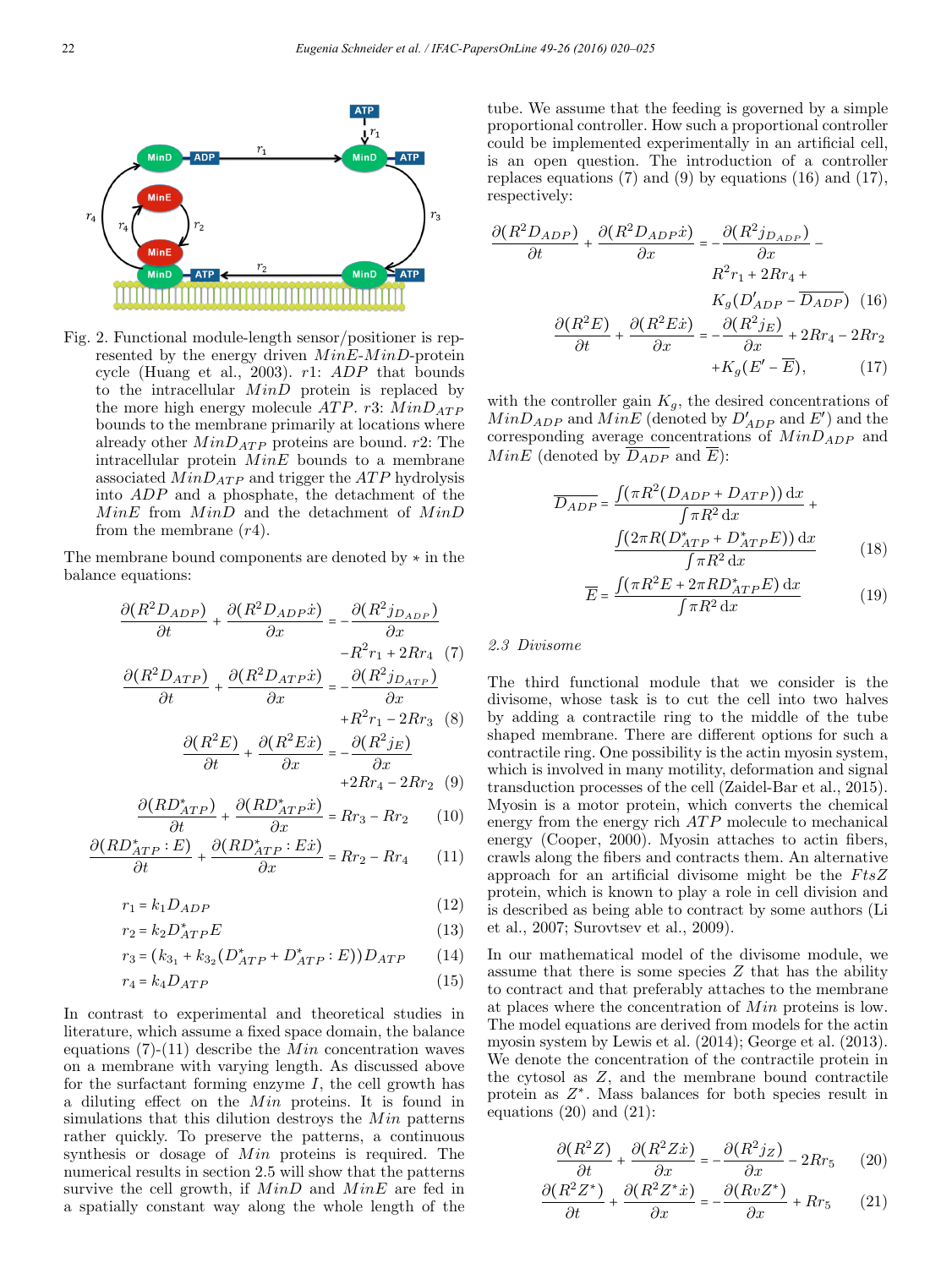Fig. 2. Functional module-length sensor/positioner is represented by the energy driven $MinE$-$MinD$-protein cycle (Huang et al., 2003). $r1$: $ADP$ that bounds to the intracellular $MinD$ protein is replaced by the more high energy molecule $ATP$. $r3$: $MinD_{ATP}$ bounds to the membrane primarily at locations where already other $MinD_{ATP}$ proteins are bound. $r2$: The intracellular protein $MinE$ bounds to a membrane associated $MinD_{ATP}$ and trigger the $ATP$ hydrolysis into $ADP$ and a phosphate, the detachment of the $MinE$ from $MinD$ and the detachment of $MinD$ from the membrane ($r4$).

The membrane bound components are denoted by $*$ in the balance equations:

$$\frac{\partial(R^2 D_{ADP})}{\partial t} + \frac{\partial(R^2 D_{ADP}\dot{x})}{\partial x} = -\frac{\partial(R^2 j_{D_{ADP}})}{\partial x} - R^2 r_1 + 2Rr_4 \quad (7)$$

$$\frac{\partial(R^2 D_{ATP})}{\partial t} + \frac{\partial(R^2 D_{ATP}\dot{x})}{\partial x} = -\frac{\partial(R^2 j_{D_{ATP}})}{\partial x} + R^2 r_1 - 2Rr_3 \quad (8)$$

$$\frac{\partial(R^2 E)}{\partial t} + \frac{\partial(R^2 E\dot{x})}{\partial x} = -\frac{\partial(R^2 j_E)}{\partial x} + 2Rr_4 - 2Rr_2 \quad (9)$$

$$\frac{\partial(RD^*_{ATP})}{\partial t} + \frac{\partial(RD^*_{ATP}\dot{x})}{\partial x} = Rr_3 - Rr_2 \quad (10)$$

$$\frac{\partial(RD^*_{ATP}:E)}{\partial t} + \frac{\partial(RD^*_{ATP}:E\dot{x})}{\partial x} = Rr_2 - Rr_4 \quad (11)$$

$$r_1 = k_1 D_{ADP} \quad (12)$$

$$r_2 = k_2 D^*_{ATP} E \quad (13)$$

$$r_3 = (k_{3_1} + k_{3_2}(D^*_{ATP} + D^*_{ATP}:E))D_{ATP} \quad (14)$$

$$r_4 = k_4 D_{ATP} \quad (15)$$

In contrast to experimental and theoretical studies in literature, which assume a fixed space domain, the balance equations (7)-(11) describe the $Min$ concentration waves on a membrane with varying length. As discussed above for the surfactant forming enzyme $I$, the cell growth has a diluting effect on the $Min$ proteins. It is found in simulations that this dilution destroys the $Min$ patterns rather quickly. To preserve the patterns, a continuous synthesis or dosage of $Min$ proteins is required. The numerical results in section 2.5 will show that the patterns survive the cell growth, if $MinD$ and $MinE$ are fed in a spatially constant way along the whole length of the tube. We assume that the feeding is governed by a simple proportional controller. How such a proportional controller could be implemented experimentally in an artificial cell, is an open question. The introduction of a controller replaces equations (7) and (9) by equations (16) and (17), respectively:

$$\frac{\partial(R^2 D_{ADP})}{\partial t} + \frac{\partial(R^2 D_{ADP}\dot{x})}{\partial x} = -\frac{\partial(R^2 j_{D_{ADP}})}{\partial x} - R^2 r_1 + 2Rr_4 + K_g(D'_{ADP} - \overline{D_{ADP}}) \quad (16)$$

$$\frac{\partial(R^2 E)}{\partial t} + \frac{\partial(R^2 E\dot{x})}{\partial x} = -\frac{\partial(R^2 j_E)}{\partial x} + 2Rr_4 - 2Rr_2 + K_g(E' - \overline{E}), \quad (17)$$

with the controller gain $K_g$, the desired concentrations of $MinD_{ADP}$ and $MinE$ (denoted by $D'_{ADP}$ and $E'$) and the corresponding average concentrations of $MinD_{ADP}$ and $MinE$ (denoted by $\overline{D_{ADP}}$ and $\overline{E}$):

$$\overline{D_{ADP}} = \frac{\int(\pi R^2(D_{ADP} + D_{ATP}))\,\mathrm{d}x}{\int \pi R^2\,\mathrm{d}x} + \frac{\int(2\pi R(D^*_{ATP} + D^*_{ATP}E))\,\mathrm{d}x}{\int \pi R^2\,\mathrm{d}x} \quad (18)$$

$$\overline{E} = \frac{\int(\pi R^2 E + 2\pi R D^*_{ATP}E)\,\mathrm{d}x}{\int \pi R^2\,\mathrm{d}x} \quad (19)$$

### 2.3 Divisome

The third functional module that we consider is the divisome, whose task is to cut the cell into two halves by adding a contractile ring to the middle of the tube shaped membrane. There are different options for such a contractile ring. One possibility is the actin myosin system, which is involved in many motility, deformation and signal transduction processes of the cell (Zaidel-Bar et al., 2015). Myosin is a motor protein, which converts the chemical energy from the energy rich $ATP$ molecule to mechanical energy (Cooper, 2000). Myosin attaches to actin fibers, crawls along the fibers and contracts them. An alternative approach for an artificial divisome might be the $FtsZ$ protein, which is known to play a role in cell division and is described as being able to contract by some authors (Li et al., 2007; Surovtsev et al., 2009).

In our mathematical model of the divisome module, we assume that there is some species $Z$ that has the ability to contract and that preferably attaches to the membrane at places where the concentration of $Min$ proteins is low. The model equations are derived from models for the actin myosin system by Lewis et al. (2014); George et al. (2013). We denote the concentration of the contractile protein in the cytosol as $Z$, and the membrane bound contractile protein as $Z^*$. Mass balances for both species result in equations (20) and (21):

$$\frac{\partial(R^2 Z)}{\partial t} + \frac{\partial(R^2 Z\dot{x})}{\partial x} = -\frac{\partial(R^2 j_Z)}{\partial x} - 2Rr_5 \quad (20)$$

$$\frac{\partial(R^2 Z^*)}{\partial t} + \frac{\partial(R^2 Z^*\dot{x})}{\partial x} = -\frac{\partial(RvZ^*)}{\partial x} + Rr_5 \quad (21)$$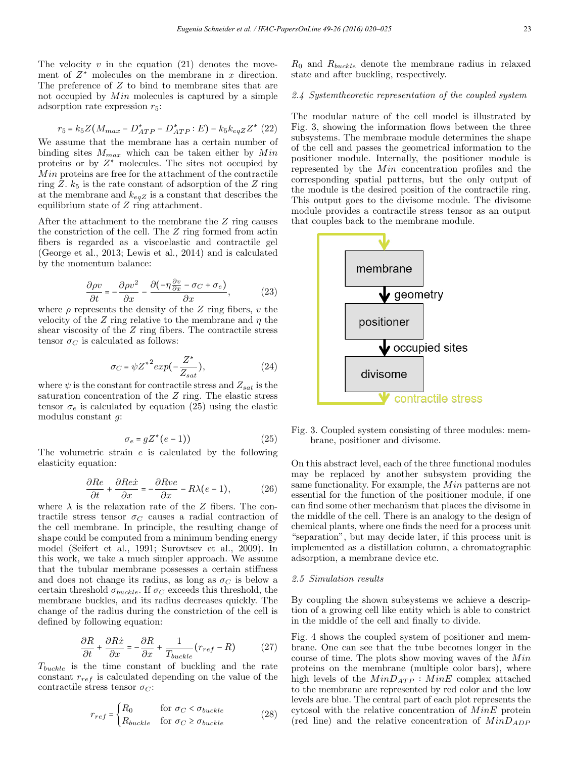The velocity $v$ in the equation (21) denotes the movement of $Z^*$ molecules on the membrane in $x$ direction. The preference of $Z$ to bind to membrane sites that are not occupied by $Min$ molecules is captured by a simple adsorption rate expression $r_5$:

$$r_5 = k_5 Z(M_{max} - D^*_{ATP} - D^*_{ATP} : E) - k_5 k_{eqZ} Z^* \quad (22)$$

We assume that the membrane has a certain number of binding sites $M_{max}$ which can be taken either by $Min$ proteins or by $Z^*$ molecules. The sites not occupied by $Min$ proteins are free for the attachment of the contractile ring $Z$. $k_5$ is the rate constant of adsorption of the $Z$ ring at the membrane and $k_{eqZ}$ is a constant that describes the equilibrium state of $Z$ ring attachment.

After the attachment to the membrane the $Z$ ring causes the constriction of the cell. The $Z$ ring formed from actin fibers is regarded as a viscoelastic and contractile gel (George et al., 2013; Lewis et al., 2014) and is calculated by the momentum balance:

$$\frac{\partial \rho v}{\partial t} = -\frac{\partial \rho v^2}{\partial x} - \frac{\partial(-\eta \frac{\partial v}{\partial x} - \sigma_C + \sigma_e)}{\partial x}, \quad (23)$$

where $\rho$ represents the density of the $Z$ ring fibers, $v$ the velocity of the $Z$ ring relative to the membrane and $\eta$ the shear viscosity of the $Z$ ring fibers. The contractile stress tensor $\sigma_C$ is calculated as follows:

$$\sigma_C = \psi {Z^*}^2 exp(-\frac{Z^*}{Z_{sat}}), \quad (24)$$

where $\psi$ is the constant for contractile stress and $Z_{sat}$ is the saturation concentration of the $Z$ ring. The elastic stress tensor $\sigma_e$ is calculated by equation (25) using the elastic modulus constant $g$:

$$\sigma_e = g Z^*(e-1)) \quad (25)$$

The volumetric strain $e$ is calculated by the following elasticity equation:

$$\frac{\partial Re}{\partial t} + \frac{\partial R e \dot{x}}{\partial x} = -\frac{\partial R v e}{\partial x} - R\lambda(e-1), \quad (26)$$

where $\lambda$ is the relaxation rate of the $Z$ fibers. The contractile stress tensor $\sigma_C$ causes a radial contraction of the cell membrane. In principle, the resulting change of shape could be computed from a minimum bending energy model (Seifert et al., 1991; Surovtsev et al., 2009). In this work, we take a much simpler approach. We assume that the tubular membrane possesses a certain stiffness and does not change its radius, as long as $\sigma_C$ is below a certain threshold $\sigma_{buckle}$. If $\sigma_C$ exceeds this threshold, the membrane buckles, and its radius decreases quickly. The change of the radius during the constriction of the cell is defined by following equation:

$$\frac{\partial R}{\partial t} + \frac{\partial R \dot{x}}{\partial x} = -\frac{\partial R}{\partial x} + \frac{1}{T_{buckle}}(r_{ref} - R) \quad (27)$$

$T_{buckle}$ is the time constant of buckling and the rate constant $r_{ref}$ is calculated depending on the value of the contractile stress tensor $\sigma_C$:

$$r_{ref} = \begin{cases} R_0 & \text{for } \sigma_C < \sigma_{buckle} \\ R_{buckle} & \text{for } \sigma_C \geq \sigma_{buckle} \end{cases} \quad (28)$$

$R_0$ and $R_{buckle}$ denote the membrane radius in relaxed state and after buckling, respectively.

### 2.4 Systemtheoretic representation of the coupled system

The modular nature of the cell model is illustrated by Fig. 3, showing the information flows between the three subsystems. The membrane module determines the shape of the cell and passes the geometrical information to the positioner module. Internally, the positioner module is represented by the $Min$ concentration profiles and the corresponding spatial patterns, but the only output of the module is the desired position of the contractile ring. This output goes to the divisome module. The divisome module provides a contractile stress tensor as an output that couples back to the membrane module.

Fig. 3. Coupled system consisting of three modules: membrane, positioner and divisome.

On this abstract level, each of the three functional modules may be replaced by another subsystem providing the same functionality. For example, the $Min$ patterns are not essential for the function of the positioner module, if one can find some other mechanism that places the divisome in the middle of the cell. There is an analogy to the design of chemical plants, where one finds the need for a process unit "separation", but may decide later, if this process unit is implemented as a distillation column, a chromatographic adsorption, a membrane device etc.

### 2.5 Simulation results

By coupling the shown subsystems we achieve a description of a growing cell like entity which is able to constrict in the middle of the cell and finally to divide.

Fig. 4 shows the coupled system of positioner and membrane. One can see that the tube becomes longer in the course of time. The plots show moving waves of the $Min$ proteins on the membrane (multiple color bars), where high levels of the $MinD_{ATP} : MinE$ complex attached to the membrane are represented by red color and the low levels are blue. The central part of each plot represents the cytosol with the relative concentration of $MinE$ protein (red line) and the relative concentration of $MinD_{ADP}$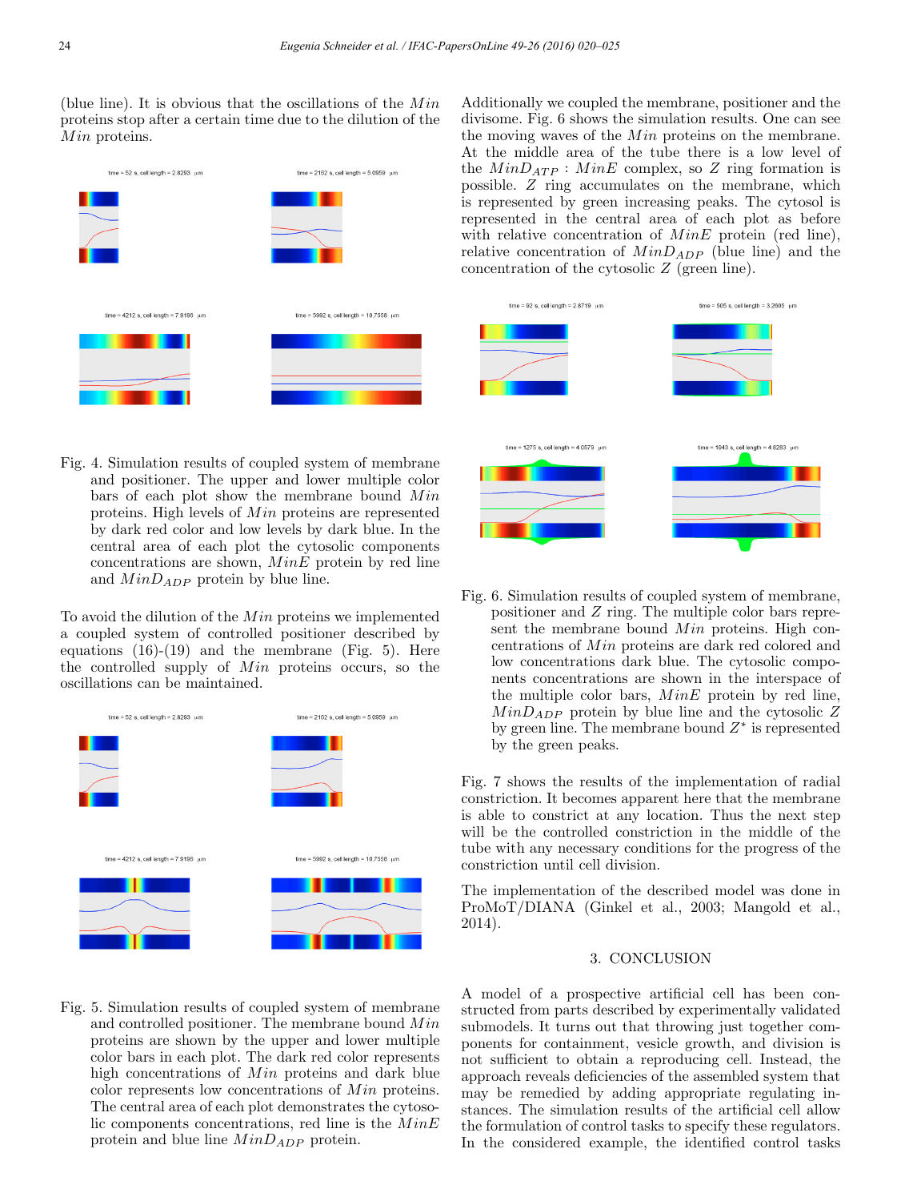(blue line). It is obvious that the oscillations of the $Min$ proteins stop after a certain time due to the dilution of the $Min$ proteins.

Fig. 4. Simulation results of coupled system of membrane and positioner. The upper and lower multiple color bars of each plot show the membrane bound $Min$ proteins. High levels of $Min$ proteins are represented by dark red color and low levels by dark blue. In the central area of each plot the cytosolic components concentrations are shown, $MinE$ protein by red line and $MinD_{ADP}$ protein by blue line.

To avoid the dilution of the $Min$ proteins we implemented a coupled system of controlled positioner described by equations (16)-(19) and the membrane (Fig. 5). Here the controlled supply of $Min$ proteins occurs, so the oscillations can be maintained.

Fig. 5. Simulation results of coupled system of membrane and controlled positioner. The membrane bound $Min$ proteins are shown by the upper and lower multiple color bars in each plot. The dark red color represents high concentrations of $Min$ proteins and dark blue color represents low concentrations of $Min$ proteins. The central area of each plot demonstrates the cytosolic components concentrations, red line is the $MinE$ protein and blue line $MinD_{ADP}$ protein.

Additionally we coupled the membrane, positioner and the divisome. Fig. 6 shows the simulation results. One can see the moving waves of the $Min$ proteins on the membrane. At the middle area of the tube there is a low level of the $MinD_{ATP} : MinE$ complex, so $Z$ ring formation is possible. $Z$ ring accumulates on the membrane, which is represented by green increasing peaks. The cytosol is represented in the central area of each plot as before with relative concentration of $MinE$ protein (red line), relative concentration of $MinD_{ADP}$ (blue line) and the concentration of the cytosolic $Z$ (green line).

Fig. 6. Simulation results of coupled system of membrane, positioner and $Z$ ring. The multiple color bars represent the membrane bound $Min$ proteins. High concentrations of $Min$ proteins are dark red colored and low concentrations dark blue. The cytosolic components concentrations are shown in the interspace of the multiple color bars, $MinE$ protein by red line, $MinD_{ADP}$ protein by blue line and the cytosolic $Z$ by green line. The membrane bound $Z^*$ is represented by the green peaks.

Fig. 7 shows the results of the implementation of radial constriction. It becomes apparent here that the membrane is able to constrict at any location. Thus the next step will be the controlled constriction in the middle of the tube with any necessary conditions for the progress of the constriction until cell division.

The implementation of the described model was done in ProMoT/DIANA (Ginkel et al., 2003; Mangold et al., 2014).

## 3. CONCLUSION

A model of a prospective artificial cell has been constructed from parts described by experimentally validated submodels. It turns out that throwing just together components for containment, vesicle growth, and division is not sufficient to obtain a reproducing cell. Instead, the approach reveals deficiencies of the assembled system that may be remedied by adding appropriate regulating instances. The simulation results of the artificial cell allow the formulation of control tasks to specify these regulators. In the considered example, the identified control tasks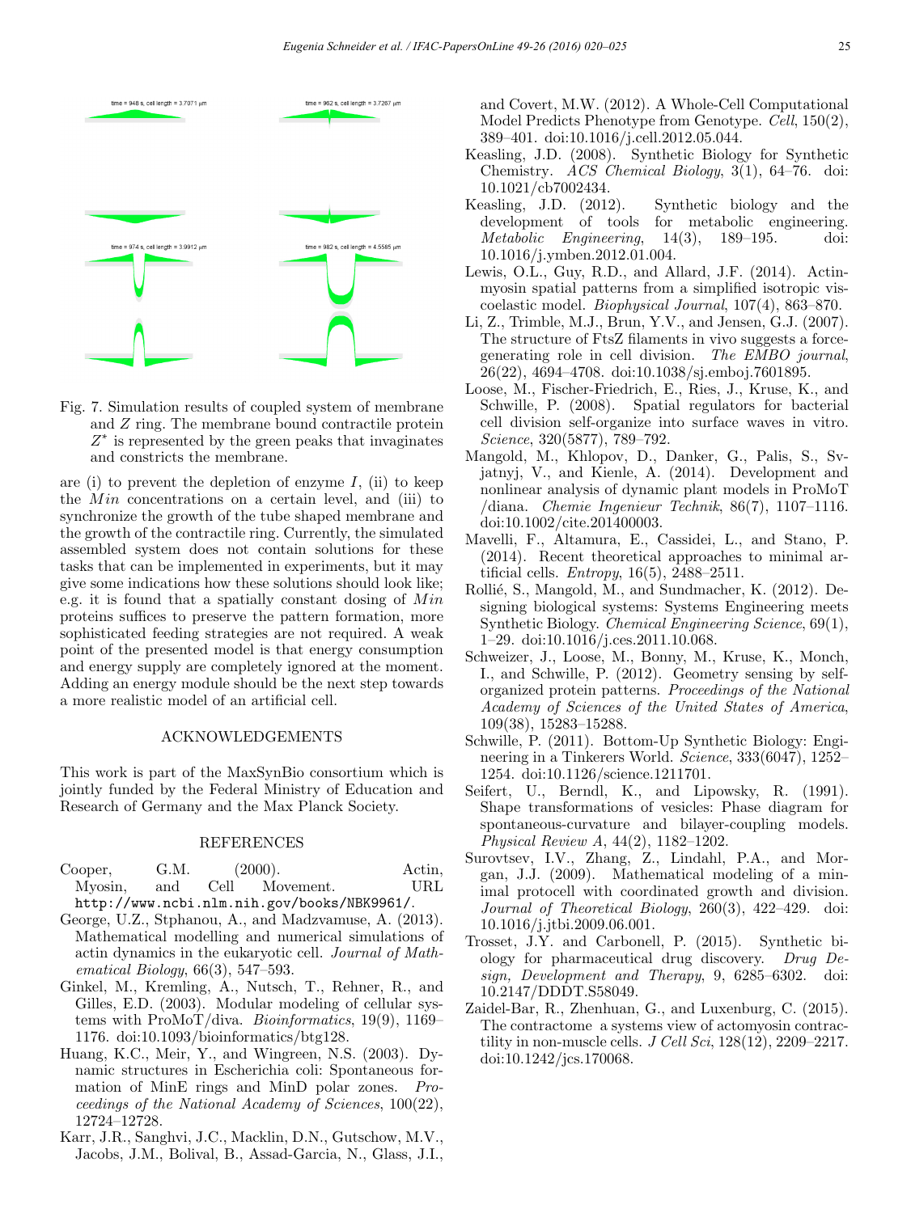time = 948 s, cell length = 3.7071 μm

time = 962 s, cell length = 3.7267 μm

time = 974 s, cell length = 3.9912 μm

time = 982 s, cell length = 4.5585 μm

Fig. 7. Simulation results of coupled system of membrane and $Z$ ring. The membrane bound contractile protein $Z^*$ is represented by the green peaks that invaginates and constricts the membrane.

are (i) to prevent the depletion of enzyme $I$, (ii) to keep the $Min$ concentrations on a certain level, and (iii) to synchronize the growth of the tube shaped membrane and the growth of the contractile ring. Currently, the simulated assembled system does not contain solutions for these tasks that can be implemented in experiments, but it may give some indications how these solutions should look like; e.g. it is found that a spatially constant dosing of $Min$ proteins suffices to preserve the pattern formation, more sophisticated feeding strategies are not required. A weak point of the presented model is that energy consumption and energy supply are completely ignored at the moment. Adding an energy module should be the next step towards a more realistic model of an artificial cell.

## ACKNOWLEDGEMENTS

This work is part of the MaxSynBio consortium which is jointly funded by the Federal Ministry of Education and Research of Germany and the Max Planck Society.

## REFERENCES

Cooper, G.M. (2000). Actin, Myosin, and Cell Movement. URL http://www.ncbi.nlm.nih.gov/books/NBK9961/.

George, U.Z., Stphanou, A., and Madzvamuse, A. (2013). Mathematical modelling and numerical simulations of actin dynamics in the eukaryotic cell. *Journal of Mathematical Biology*, 66(3), 547–593.

Ginkel, M., Kremling, A., Nutsch, T., Rehner, R., and Gilles, E.D. (2003). Modular modeling of cellular systems with ProMoT/diva. *Bioinformatics*, 19(9), 1169–1176. doi:10.1093/bioinformatics/btg128.

Huang, K.C., Meir, Y., and Wingreen, N.S. (2003). Dynamic structures in Escherichia coli: Spontaneous formation of MinE rings and MinD polar zones. *Proceedings of the National Academy of Sciences*, 100(22), 12724–12728.

Karr, J.R., Sanghvi, J.C., Macklin, D.N., Gutschow, M.V., Jacobs, J.M., Bolival, B., Assad-Garcia, N., Glass, J.I., and Covert, M.W. (2012). A Whole-Cell Computational Model Predicts Phenotype from Genotype. *Cell*, 150(2), 389–401. doi:10.1016/j.cell.2012.05.044.

Keasling, J.D. (2008). Synthetic Biology for Synthetic Chemistry. *ACS Chemical Biology*, 3(1), 64–76. doi:10.1021/cb7002434.

Keasling, J.D. (2012). Synthetic biology and the development of tools for metabolic engineering. *Metabolic Engineering*, 14(3), 189–195. doi:10.1016/j.ymben.2012.01.004.

Lewis, O.L., Guy, R.D., and Allard, J.F. (2014). Actin-myosin spatial patterns from a simplified isotropic viscoelastic model. *Biophysical Journal*, 107(4), 863–870.

Li, Z., Trimble, M.J., Brun, Y.V., and Jensen, G.J. (2007). The structure of FtsZ filaments in vivo suggests a force-generating role in cell division. *The EMBO journal*, 26(22), 4694–4708. doi:10.1038/sj.emboj.7601895.

Loose, M., Fischer-Friedrich, E., Ries, J., Kruse, K., and Schwille, P. (2008). Spatial regulators for bacterial cell division self-organize into surface waves in vitro. *Science*, 320(5877), 789–792.

Mangold, M., Khlopov, D., Danker, G., Palis, S., Svjatnyj, V., and Kienle, A. (2014). Development and nonlinear analysis of dynamic plant models in ProMoT/diana. *Chemie Ingenieur Technik*, 86(7), 1107–1116. doi:10.1002/cite.201400003.

Mavelli, F., Altamura, E., Cassidei, L., and Stano, P. (2014). Recent theoretical approaches to minimal artificial cells. *Entropy*, 16(5), 2488–2511.

Rollié, S., Mangold, M., and Sundmacher, K. (2012). Designing biological systems: Systems Engineering meets Synthetic Biology. *Chemical Engineering Science*, 69(1), 1–29. doi:10.1016/j.ces.2011.10.068.

Schweizer, J., Loose, M., Bonny, M., Kruse, K., Monch, I., and Schwille, P. (2012). Geometry sensing by self-organized protein patterns. *Proceedings of the National Academy of Sciences of the United States of America*, 109(38), 15283–15288.

Schwille, P. (2011). Bottom-Up Synthetic Biology: Engineering in a Tinkerers World. *Science*, 333(6047), 1252–1254. doi:10.1126/science.1211701.

Seifert, U., Berndl, K., and Lipowsky, R. (1991). Shape transformations of vesicles: Phase diagram for spontaneous-curvature and bilayer-coupling models. *Physical Review A*, 44(2), 1182–1202.

Surovtsev, I.V., Zhang, Z., Lindahl, P.A., and Morgan, J.J. (2009). Mathematical modeling of a minimal protocell with coordinated growth and division. *Journal of Theoretical Biology*, 260(3), 422–429. doi:10.1016/j.jtbi.2009.06.001.

Trosset, J.Y. and Carbonell, P. (2015). Synthetic biology for pharmaceutical drug discovery. *Drug Design, Development and Therapy*, 9, 6285–6302. doi:10.2147/DDDT.S58049.

Zaidel-Bar, R., Zhenhuan, G., and Luxenburg, C. (2015). The contractome a systems view of actomyosin contractility in non-muscle cells. *J Cell Sci*, 128(12), 2209–2217. doi:10.1242/jcs.170068.